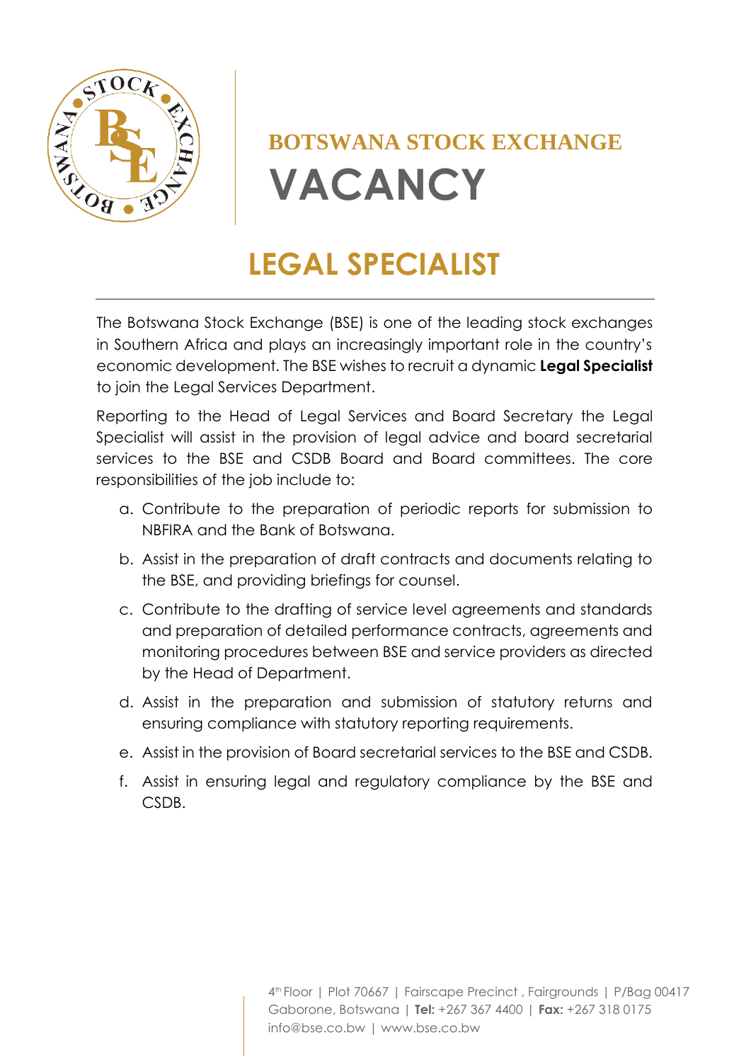# BOTSWANA STOCK EXCHANGE

# VACANCY

## LEGAL SPECIALIST

The Botswana Stock Exchange (BSE) is one of the leading stock exchanges in Southern Africa and plays an increasingly important role in the country's economic development. The BSE wishes to recruit a dynamic **Legal Specialist** to join the Legal Services Department.

Reporting to the Head of Legal Services and Board Secretary the Legal Specialist will assist in the provision of legal advice and board secretarial services to the BSE and CSDB Board and Board committees. The core responsibilities of the job include to:

a. Contribute to the preparation of periodic reports for submission to NBFIRA and the Bank of Botswana.

b. Assist in the preparation of draft contracts and documents relating to the BSE, and providing briefings for counsel.

c. Contribute to the drafting of service level agreements and standards and preparation of detailed performance contracts, agreements and monitoring procedures between BSE and service providers as directed by the Head of Department.

d. Assist in the preparation and submission of statutory returns and ensuring compliance with statutory reporting requirements.

e. Assist in the provision of Board secretarial services to the BSE and CSDB.

f. Assist in ensuring legal and regulatory compliance by the BSE and CSDB.

4th Floor | Plot 70667 | Fairscape Precinct , Fairgrounds | P/Bag 00417 Gaborone, Botswana | **Tel:** +267 367 4400 | **Fax:** +267 318 0175 info@bse.co.bw | www.bse.co.bw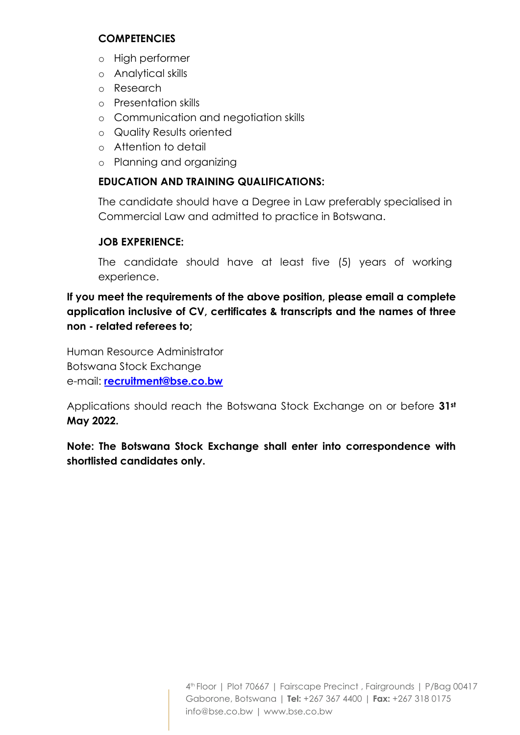**COMPETENCIES**

- High performer
- Analytical skills
- Research
- Presentation skills
- Communication and negotiation skills
- Quality Results oriented
- Attention to detail
- Planning and organizing

**EDUCATION AND TRAINING QUALIFICATIONS:**

The candidate should have a Degree in Law preferably specialised in Commercial Law and admitted to practice in Botswana.

**JOB EXPERIENCE:**

The candidate should have at least five (5) years of working experience.

**If you meet the requirements of the above position, please email a complete application inclusive of CV, certificates & transcripts and the names of three non - related referees to;**

Human Resource Administrator
Botswana Stock Exchange
e-mail: **recruitment@bse.co.bw**

Applications should reach the Botswana Stock Exchange on or before **31st May 2022.**

**Note: The Botswana Stock Exchange shall enter into correspondence with shortlisted candidates only.**